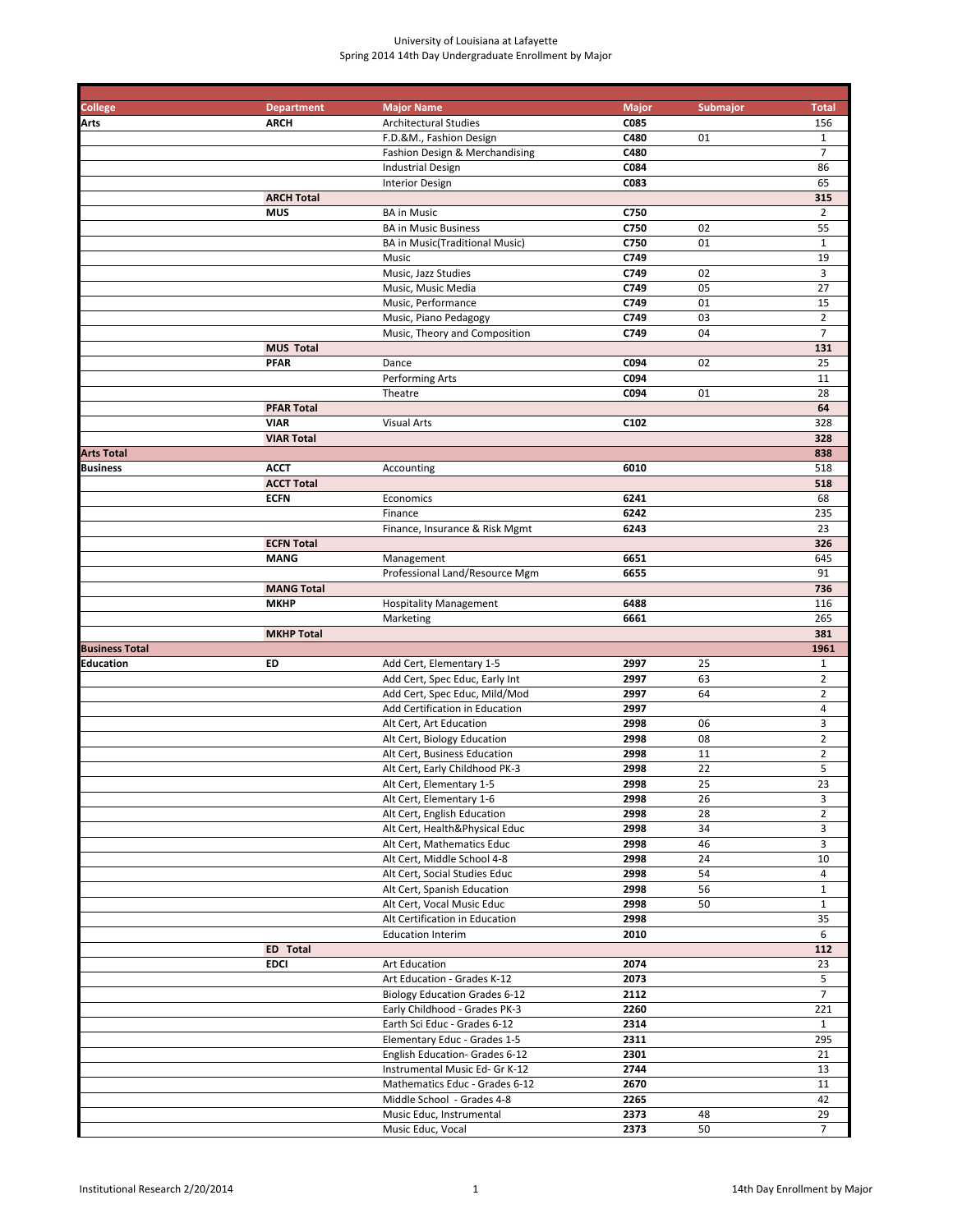University of Louisiana at Lafayette
Spring 2014 14th Day Undergraduate Enrollment by Major

| College | Department | Major Name | Major | Submajor | Total |
|---|---|---|---|---|---|
| **Arts** | **ARCH** | Architectural Studies | **C085** | | 156 |
| | | F.D.&M., Fashion Design | **C480** | 01 | 1 |
| | | Fashion Design & Merchandising | **C480** | | 7 |
| | | Industrial Design | **C084** | | 86 |
| | | Interior Design | **C083** | | 65 |
| | **ARCH Total** | | | | **315** |
| | **MUS** | BA in Music | **C750** | | 2 |
| | | BA in Music Business | **C750** | 02 | 55 |
| | | BA in Music(Traditional Music) | **C750** | 01 | 1 |
| | | Music | **C749** | | 19 |
| | | Music, Jazz Studies | **C749** | 02 | 3 |
| | | Music, Music Media | **C749** | 05 | 27 |
| | | Music, Performance | **C749** | 01 | 15 |
| | | Music, Piano Pedagogy | **C749** | 03 | 2 |
| | | Music, Theory and Composition | **C749** | 04 | 7 |
| | **MUS Total** | | | | **131** |
| | **PFAR** | Dance | **C094** | 02 | 25 |
| | | Performing Arts | **C094** | | 11 |
| | | Theatre | **C094** | 01 | 28 |
| | **PFAR Total** | | | | **64** |
| | **VIAR** | Visual Arts | **C102** | | 328 |
| | **VIAR Total** | | | | **328** |
| **Arts Total** | | | | | **838** |
| **Business** | **ACCT** | Accounting | **6010** | | 518 |
| | **ACCT Total** | | | | **518** |
| | **ECFN** | Economics | **6241** | | 68 |
| | | Finance | **6242** | | 235 |
| | | Finance, Insurance & Risk Mgmt | **6243** | | 23 |
| | **ECFN Total** | | | | **326** |
| | **MANG** | Management | **6651** | | 645 |
| | | Professional Land/Resource Mgm | **6655** | | 91 |
| | **MANG Total** | | | | **736** |
| | **MKHP** | Hospitality Management | **6488** | | 116 |
| | | Marketing | **6661** | | 265 |
| | **MKHP Total** | | | | **381** |
| **Business Total** | | | | | **1961** |
| **Education** | **ED** | Add Cert, Elementary 1-5 | **2997** | 25 | 1 |
| | | Add Cert, Spec Educ, Early Int | **2997** | 63 | 2 |
| | | Add Cert, Spec Educ, Mild/Mod | **2997** | 64 | 2 |
| | | Add Certification in Education | **2997** | | 4 |
| | | Alt Cert, Art Education | **2998** | 06 | 3 |
| | | Alt Cert, Biology Education | **2998** | 08 | 2 |
| | | Alt Cert, Business Education | **2998** | 11 | 2 |
| | | Alt Cert, Early Childhood PK-3 | **2998** | 22 | 5 |
| | | Alt Cert, Elementary 1-5 | **2998** | 25 | 23 |
| | | Alt Cert, Elementary 1-6 | **2998** | 26 | 3 |
| | | Alt Cert, English Education | **2998** | 28 | 2 |
| | | Alt Cert, Health&Physical Educ | **2998** | 34 | 3 |
| | | Alt Cert, Mathematics Educ | **2998** | 46 | 3 |
| | | Alt Cert, Middle School 4-8 | **2998** | 24 | 10 |
| | | Alt Cert, Social Studies Educ | **2998** | 54 | 4 |
| | | Alt Cert, Spanish Education | **2998** | 56 | 1 |
| | | Alt Cert, Vocal Music Educ | **2998** | 50 | 1 |
| | | Alt Certification in Education | **2998** | | 35 |
| | | Education Interim | **2010** | | 6 |
| | **ED Total** | | | | **112** |
| | **EDCI** | Art Education | **2074** | | 23 |
| | | Art Education - Grades K-12 | **2073** | | 5 |
| | | Biology Education Grades 6-12 | **2112** | | 7 |
| | | Early Childhood - Grades PK-3 | **2260** | | 221 |
| | | Earth Sci Educ - Grades 6-12 | **2314** | | 1 |
| | | Elementary Educ - Grades 1-5 | **2311** | | 295 |
| | | English Education- Grades 6-12 | **2301** | | 21 |
| | | Instrumental Music Ed- Gr K-12 | **2744** | | 13 |
| | | Mathematics Educ - Grades 6-12 | **2670** | | 11 |
| | | Middle School - Grades 4-8 | **2265** | | 42 |
| | | Music Educ, Instrumental | **2373** | 48 | 29 |
| | | Music Educ, Vocal | **2373** | 50 | 7 |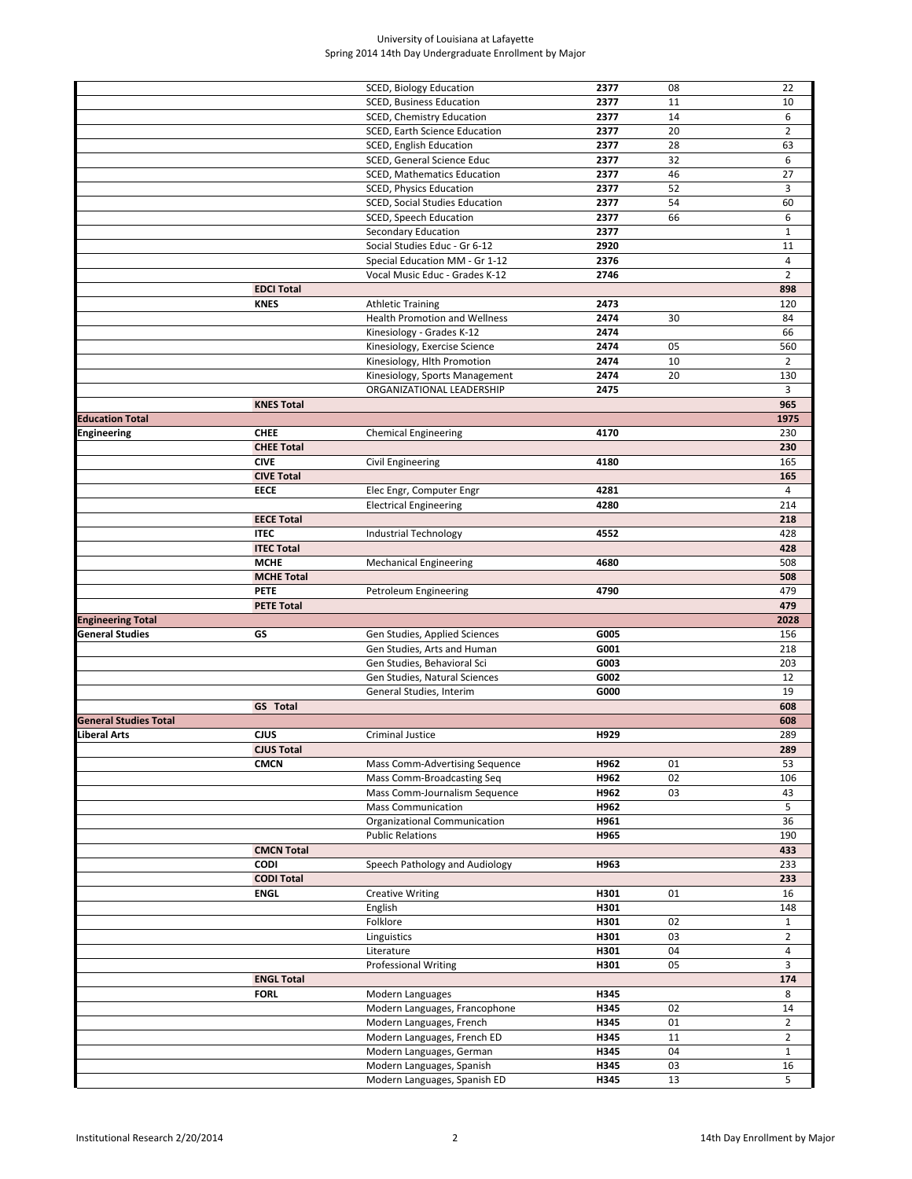| College | Department | Major | Code | Concentration | Enrollment |
|---|---|---|---|---|---|
| | | SCED, Biology Education | 2377 | 08 | 22 |
| | | SCED, Business Education | 2377 | 11 | 10 |
| | | SCED, Chemistry Education | 2377 | 14 | 6 |
| | | SCED, Earth Science Education | 2377 | 20 | 2 |
| | | SCED, English Education | 2377 | 28 | 63 |
| | | SCED, General Science Educ | 2377 | 32 | 6 |
| | | SCED, Mathematics Education | 2377 | 46 | 27 |
| | | SCED, Physics Education | 2377 | 52 | 3 |
| | | SCED, Social Studies Education | 2377 | 54 | 60 |
| | | SCED, Speech Education | 2377 | 66 | 6 |
| | | Secondary Education | 2377 | | 1 |
| | | Social Studies Educ - Gr 6-12 | 2920 | | 11 |
| | | Special Education MM - Gr 1-12 | 2376 | | 4 |
| | | Vocal Music Educ - Grades K-12 | 2746 | | 2 |
| | **EDCI Total** | | | | **898** |
| | **KNES** | Athletic Training | 2473 | | 120 |
| | | Health Promotion and Wellness | 2474 | 30 | 84 |
| | | Kinesiology - Grades K-12 | 2474 | | 66 |
| | | Kinesiology, Exercise Science | 2474 | 05 | 560 |
| | | Kinesiology, Hlth Promotion | 2474 | 10 | 2 |
| | | Kinesiology, Sports Management | 2474 | 20 | 130 |
| | | ORGANIZATIONAL LEADERSHIP | 2475 | | 3 |
| | **KNES Total** | | | | **965** |
| **Education Total** | | | | | **1975** |
| **Engineering** | **CHEE** | Chemical Engineering | 4170 | | 230 |
| | **CHEE Total** | | | | **230** |
| | **CIVE** | Civil Engineering | 4180 | | 165 |
| | **CIVE Total** | | | | **165** |
| | **EECE** | Elec Engr, Computer Engr | 4281 | | 4 |
| | | Electrical Engineering | 4280 | | 214 |
| | **EECE Total** | | | | **218** |
| | **ITEC** | Industrial Technology | 4552 | | 428 |
| | **ITEC Total** | | | | **428** |
| | **MCHE** | Mechanical Engineering | 4680 | | 508 |
| | **MCHE Total** | | | | **508** |
| | **PETE** | Petroleum Engineering | 4790 | | 479 |
| | **PETE Total** | | | | **479** |
| **Engineering Total** | | | | | **2028** |
| **General Studies** | **GS** | Gen Studies, Applied Sciences | G005 | | 156 |
| | | Gen Studies, Arts and Human | G001 | | 218 |
| | | Gen Studies, Behavioral Sci | G003 | | 203 |
| | | Gen Studies, Natural Sciences | G002 | | 12 |
| | | General Studies, Interim | G000 | | 19 |
| | **GS Total** | | | | **608** |
| **General Studies Total** | | | | | **608** |
| **Liberal Arts** | **CJUS** | Criminal Justice | H929 | | 289 |
| | **CJUS Total** | | | | **289** |
| | **CMCN** | Mass Comm-Advertising Sequence | H962 | 01 | 53 |
| | | Mass Comm-Broadcasting Seq | H962 | 02 | 106 |
| | | Mass Comm-Journalism Sequence | H962 | 03 | 43 |
| | | Mass Communication | H962 | | 5 |
| | | Organizational Communication | H961 | | 36 |
| | | Public Relations | H965 | | 190 |
| | **CMCN Total** | | | | **433** |
| | **CODI** | Speech Pathology and Audiology | H963 | | 233 |
| | **CODI Total** | | | | **233** |
| | **ENGL** | Creative Writing | H301 | 01 | 16 |
| | | English | H301 | | 148 |
| | | Folklore | H301 | 02 | 1 |
| | | Linguistics | H301 | 03 | 2 |
| | | Literature | H301 | 04 | 4 |
| | | Professional Writing | H301 | 05 | 3 |
| | **ENGL Total** | | | | **174** |
| | **FORL** | Modern Languages | H345 | | 8 |
| | | Modern Languages, Francophone | H345 | 02 | 14 |
| | | Modern Languages, French | H345 | 01 | 2 |
| | | Modern Languages, French ED | H345 | 11 | 2 |
| | | Modern Languages, German | H345 | 04 | 1 |
| | | Modern Languages, Spanish | H345 | 03 | 16 |
| | | Modern Languages, Spanish ED | H345 | 13 | 5 |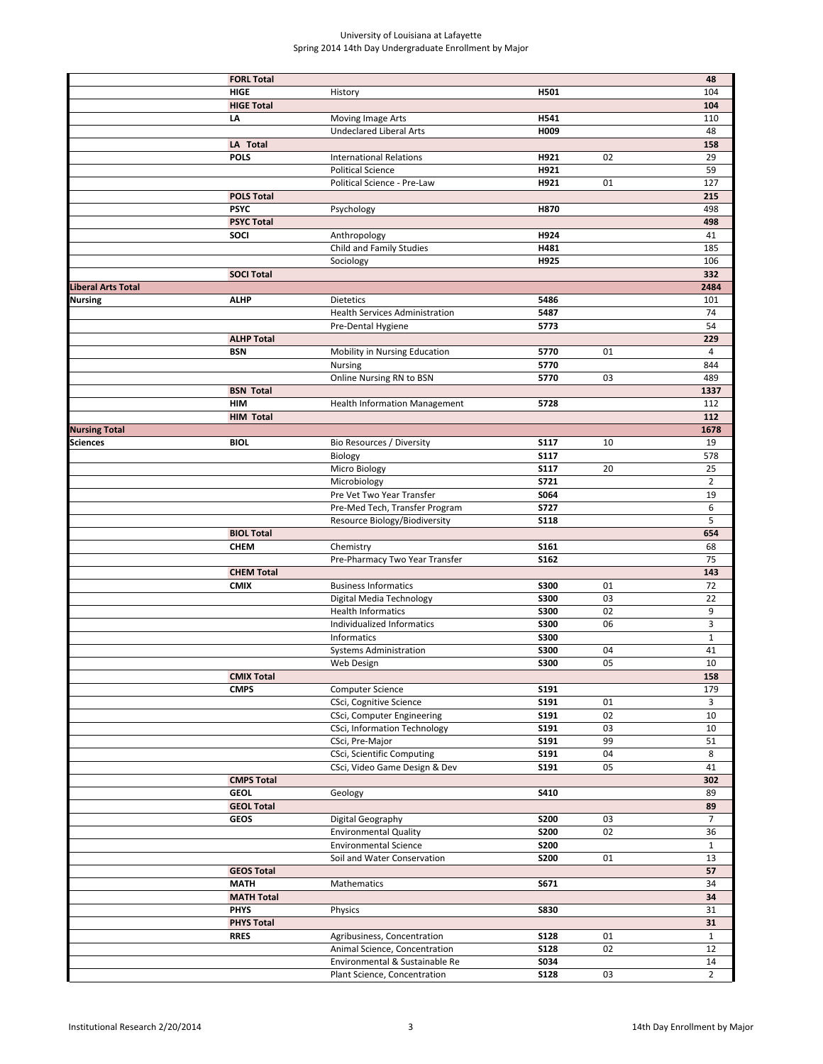| | | | | | |
|---|---|---|---|---|---|
| | **FORL Total** | | | | **48** |
| | **HIGE** | History | **H501** | | 104 |
| | **HIGE Total** | | | | **104** |
| | **LA** | Moving Image Arts | **H541** | | 110 |
| | | Undeclared Liberal Arts | **H009** | | 48 |
| | **LA Total** | | | | **158** |
| | **POLS** | International Relations | **H921** | 02 | 29 |
| | | Political Science | **H921** | | 59 |
| | | Political Science - Pre-Law | **H921** | 01 | 127 |
| | **POLS Total** | | | | **215** |
| | **PSYC** | Psychology | **H870** | | 498 |
| | **PSYC Total** | | | | **498** |
| | **SOCI** | Anthropology | **H924** | | 41 |
| | | Child and Family Studies | **H481** | | 185 |
| | | Sociology | **H925** | | 106 |
| | **SOCI Total** | | | | **332** |
| **Liberal Arts Total** | | | | | **2484** |
| **Nursing** | **ALHP** | Dietetics | **5486** | | 101 |
| | | Health Services Administration | **5487** | | 74 |
| | | Pre-Dental Hygiene | **5773** | | 54 |
| | **ALHP Total** | | | | **229** |
| | **BSN** | Mobility in Nursing Education | **5770** | 01 | 4 |
| | | Nursing | **5770** | | 844 |
| | | Online Nursing RN to BSN | **5770** | 03 | 489 |
| | **BSN Total** | | | | **1337** |
| | **HIM** | Health Information Management | **5728** | | 112 |
| | **HIM Total** | | | | **112** |
| **Nursing Total** | | | | | **1678** |
| **Sciences** | **BIOL** | Bio Resources / Diversity | **S117** | 10 | 19 |
| | | Biology | **S117** | | 578 |
| | | Micro Biology | **S117** | 20 | 25 |
| | | Microbiology | **S721** | | 2 |
| | | Pre Vet Two Year Transfer | **S064** | | 19 |
| | | Pre-Med Tech, Transfer Program | **S727** | | 6 |
| | | Resource Biology/Biodiversity | **S118** | | 5 |
| | **BIOL Total** | | | | **654** |
| | **CHEM** | Chemistry | **S161** | | 68 |
| | | Pre-Pharmacy Two Year Transfer | **S162** | | 75 |
| | **CHEM Total** | | | | **143** |
| | **CMIX** | Business Informatics | **S300** | 01 | 72 |
| | | Digital Media Technology | **S300** | 03 | 22 |
| | | Health Informatics | **S300** | 02 | 9 |
| | | Individualized Informatics | **S300** | 06 | 3 |
| | | Informatics | **S300** | | 1 |
| | | Systems Administration | **S300** | 04 | 41 |
| | | Web Design | **S300** | 05 | 10 |
| | **CMIX Total** | | | | **158** |
| | **CMPS** | Computer Science | **S191** | | 179 |
| | | CSci, Cognitive Science | **S191** | 01 | 3 |
| | | CSci, Computer Engineering | **S191** | 02 | 10 |
| | | CSci, Information Technology | **S191** | 03 | 10 |
| | | CSci, Pre-Major | **S191** | 99 | 51 |
| | | CSci, Scientific Computing | **S191** | 04 | 8 |
| | | CSci, Video Game Design & Dev | **S191** | 05 | 41 |
| | **CMPS Total** | | | | **302** |
| | **GEOL** | Geology | **S410** | | 89 |
| | **GEOL Total** | | | | **89** |
| | **GEOS** | Digital Geography | **S200** | 03 | 7 |
| | | Environmental Quality | **S200** | 02 | 36 |
| | | Environmental Science | **S200** | | 1 |
| | | Soil and Water Conservation | **S200** | 01 | 13 |
| | **GEOS Total** | | | | **57** |
| | **MATH** | Mathematics | **S671** | | 34 |
| | **MATH Total** | | | | **34** |
| | **PHYS** | Physics | **S830** | | 31 |
| | **PHYS Total** | | | | **31** |
| | **RRES** | Agribusiness, Concentration | **S128** | 01 | 1 |
| | | Animal Science, Concentration | **S128** | 02 | 12 |
| | | Environmental & Sustainable Re | **S034** | | 14 |
| | | Plant Science, Concentration | **S128** | 03 | 2 |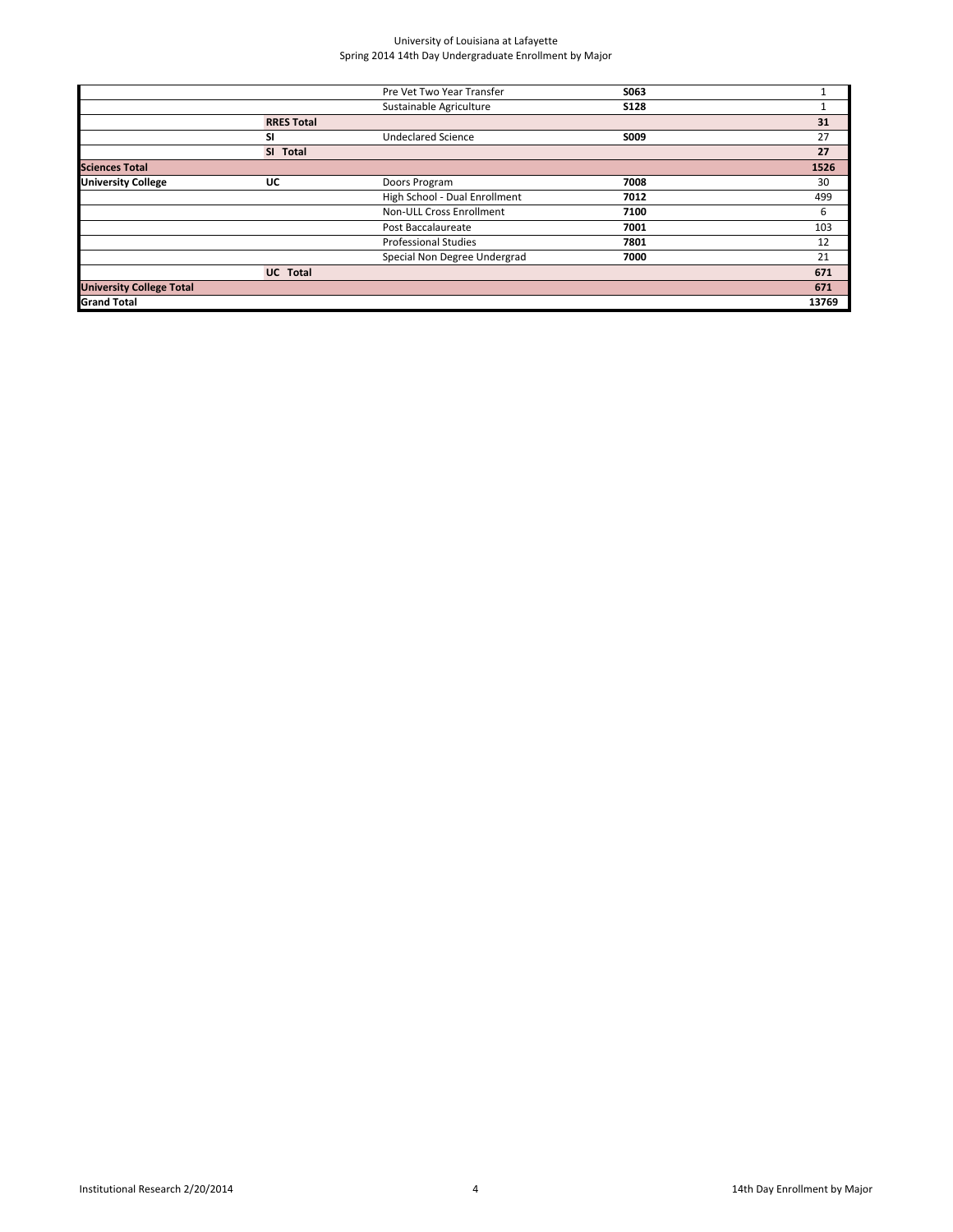University of Louisiana at Lafayette
Spring 2014 14th Day Undergraduate Enrollment by Major

| | | | | |
|---|---|---|---|---|
| | | Pre Vet Two Year Transfer | **S063** | 1 |
| | | Sustainable Agriculture | **S128** | 1 |
| | **RRES Total** | | | **31** |
| | **SI** | Undeclared Science | **S009** | 27 |
| | **SI Total** | | | **27** |
| **Sciences Total** | | | | **1526** |
| **University College** | **UC** | Doors Program | **7008** | 30 |
| | | High School - Dual Enrollment | **7012** | 499 |
| | | Non-ULL Cross Enrollment | **7100** | 6 |
| | | Post Baccalaureate | **7001** | 103 |
| | | Professional Studies | **7801** | 12 |
| | | Special Non Degree Undergrad | **7000** | 21 |
| | **UC Total** | | | **671** |
| **University College Total** | | | | **671** |
| **Grand Total** | | | | **13769** |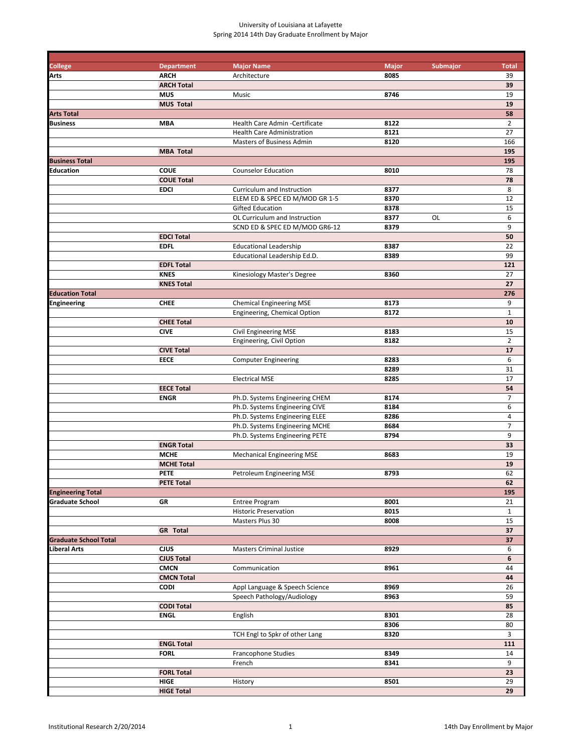University of Louisiana at Lafayette
Spring 2014 14th Day Graduate Enrollment by Major

| College | Department | Major Name | Major | Submajor | Total |
|---|---|---|---|---|---|
| **Arts** | **ARCH** | Architecture | **8085** | | 39 |
| | **ARCH Total** | | | | **39** |
| | **MUS** | Music | **8746** | | 19 |
| | **MUS Total** | | | | **19** |
| **Arts Total** | | | | | **58** |
| **Business** | **MBA** | Health Care Admin -Certificate | **8122** | | 2 |
| | | Health Care Administration | **8121** | | 27 |
| | | Masters of Business Admin | **8120** | | 166 |
| | **MBA Total** | | | | **195** |
| **Business Total** | | | | | **195** |
| **Education** | **COUE** | Counselor Education | **8010** | | 78 |
| | **COUE Total** | | | | **78** |
| | **EDCI** | Curriculum and Instruction | **8377** | | 8 |
| | | ELEM ED & SPEC ED M/MOD GR 1-5 | **8370** | | 12 |
| | | Gifted Education | **8378** | | 15 |
| | | OL Curriculum and Instruction | **8377** | OL | 6 |
| | | SCND ED & SPEC ED M/MOD GR6-12 | **8379** | | 9 |
| | **EDCI Total** | | | | **50** |
| | **EDFL** | Educational Leadership | **8387** | | 22 |
| | | Educational Leadership Ed.D. | **8389** | | 99 |
| | **EDFL Total** | | | | **121** |
| | **KNES** | Kinesiology Master's Degree | **8360** | | 27 |
| | **KNES Total** | | | | **27** |
| **Education Total** | | | | | **276** |
| **Engineering** | **CHEE** | Chemical Engineering MSE | **8173** | | 9 |
| | | Engineering, Chemical Option | **8172** | | 1 |
| | **CHEE Total** | | | | **10** |
| | **CIVE** | Civil Engineering MSE | **8183** | | 15 |
| | | Engineering, Civil Option | **8182** | | 2 |
| | **CIVE Total** | | | | **17** |
| | **EECE** | Computer Engineering | **8283** | | 6 |
| | | | **8289** | | 31 |
| | | Electrical MSE | **8285** | | 17 |
| | **EECE Total** | | | | **54** |
| | **ENGR** | Ph.D. Systems Engineering CHEM | **8174** | | 7 |
| | | Ph.D. Systems Engineering CIVE | **8184** | | 6 |
| | | Ph.D. Systems Engineering ELEE | **8286** | | 4 |
| | | Ph.D. Systems Engineering MCHE | **8684** | | 7 |
| | | Ph.D. Systems Engineering PETE | **8794** | | 9 |
| | **ENGR Total** | | | | **33** |
| | **MCHE** | Mechanical Engineering MSE | **8683** | | 19 |
| | **MCHE Total** | | | | **19** |
| | **PETE** | Petroleum Engineering MSE | **8793** | | 62 |
| | **PETE Total** | | | | **62** |
| **Engineering Total** | | | | | **195** |
| **Graduate School** | **GR** | Entree Program | **8001** | | 21 |
| | | Historic Preservation | **8015** | | 1 |
| | | Masters Plus 30 | **8008** | | 15 |
| | **GR Total** | | | | **37** |
| **Graduate School Total** | | | | | **37** |
| **Liberal Arts** | **CJUS** | Masters Criminal Justice | **8929** | | 6 |
| | **CJUS Total** | | | | **6** |
| | **CMCN** | Communication | **8961** | | 44 |
| | **CMCN Total** | | | | **44** |
| | **CODI** | Appl Language & Speech Science | **8969** | | 26 |
| | | Speech Pathology/Audiology | **8963** | | 59 |
| | **CODI Total** | | | | **85** |
| | **ENGL** | English | **8301** | | 28 |
| | | | **8306** | | 80 |
| | | TCH Engl to Spkr of other Lang | **8320** | | 3 |
| | **ENGL Total** | | | | **111** |
| | **FORL** | Francophone Studies | **8349** | | 14 |
| | | French | **8341** | | 9 |
| | **FORL Total** | | | | **23** |
| | **HIGE** | History | **8501** | | 29 |
| | **HIGE Total** | | | | **29** |

Institutional Research 2/20/2014 — 14th Day Enrollment by Major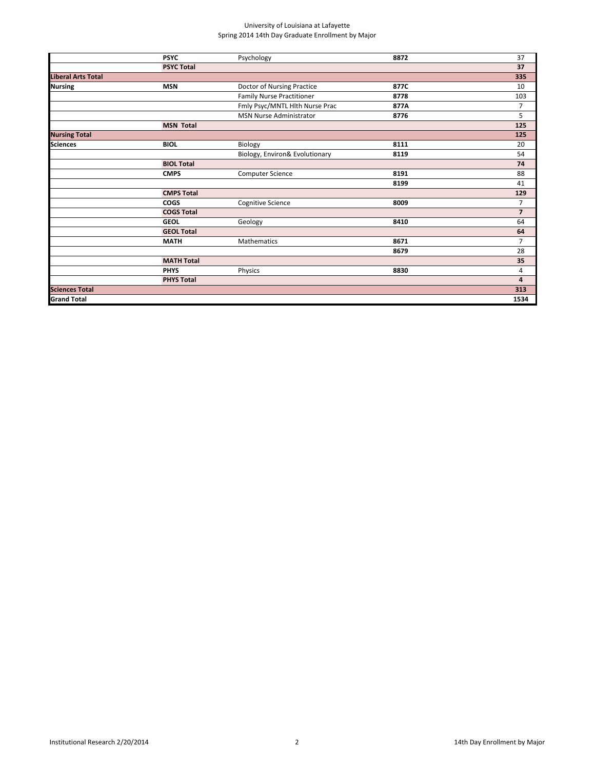| | | | | |
|---|---|---|---|---|
| | **PSYC** | Psychology | **8872** | 37 |
| | **PSYC Total** | | | **37** |
| **Liberal Arts Total** | | | | **335** |
| **Nursing** | **MSN** | Doctor of Nursing Practice | **877C** | 10 |
| | | Family Nurse Practitioner | **8778** | 103 |
| | | Fmly Psyc/MNTL Hlth Nurse Prac | **877A** | 7 |
| | | MSN Nurse Administrator | **8776** | 5 |
| | **MSN Total** | | | **125** |
| **Nursing Total** | | | | **125** |
| **Sciences** | **BIOL** | Biology | **8111** | 20 |
| | | Biology, Environ& Evolutionary | **8119** | 54 |
| | **BIOL Total** | | | **74** |
| | **CMPS** | Computer Science | **8191** | 88 |
| | | | **8199** | 41 |
| | **CMPS Total** | | | **129** |
| | **COGS** | Cognitive Science | **8009** | 7 |
| | **COGS Total** | | | **7** |
| | **GEOL** | Geology | **8410** | 64 |
| | **GEOL Total** | | | **64** |
| | **MATH** | Mathematics | **8671** | 7 |
| | | | **8679** | 28 |
| | **MATH Total** | | | **35** |
| | **PHYS** | Physics | **8830** | 4 |
| | **PHYS Total** | | | **4** |
| **Sciences Total** | | | | **313** |
| **Grand Total** | | | | **1534** |